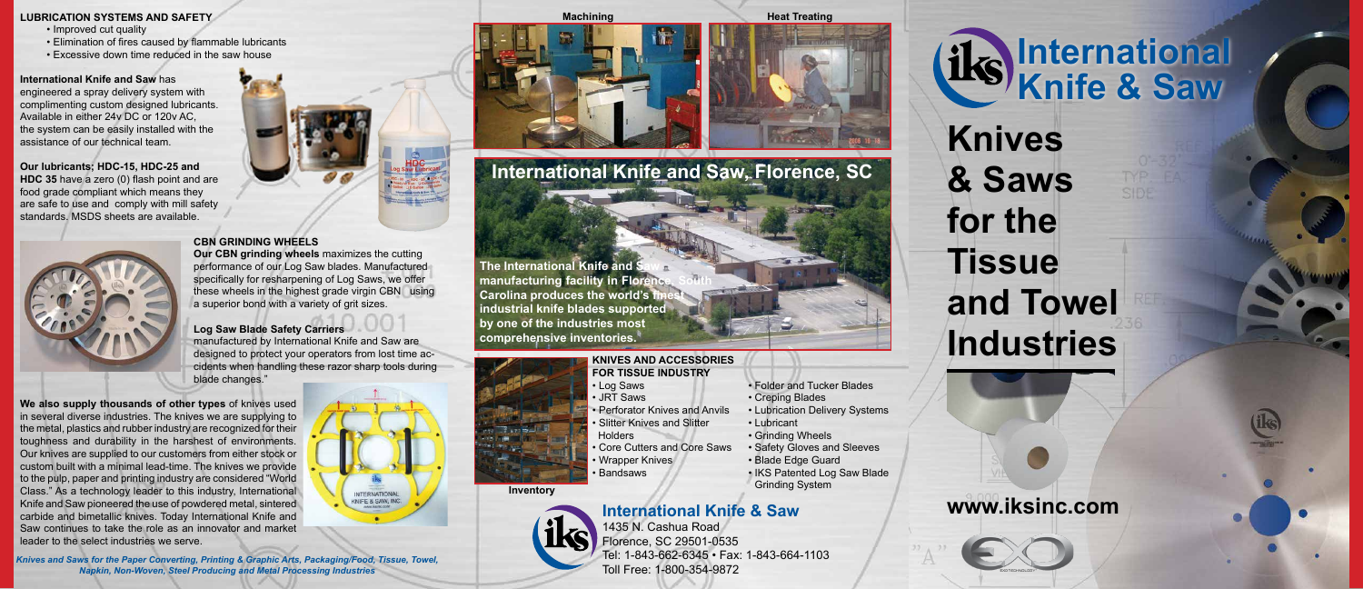## LUBRICATION SYSTEMS AND SAFETY

- Improved cut quality
- Elimination of fires caused by flammable lubricants
- Excessive down time reduced in the saw house

**International Knife and Saw** has engineered a spray delivery system with complimenting custom designed lubricants. Available in either 24v DC or 120v AC, the system can be easily installed with the assistance of our technical team.

**Our lubricants; HDC-15, HDC-25 and HDC 35** have a zero (0) flash point and are food grade compliant which means they are safe to use and comply with mill safety standards. MSDS sheets are available.

### CBN GRINDING WHEELS

**Our CBN grinding wheels** maximizes the cutting performance of our Log Saw blades. Manufactured specifically for resharpening of Log Saws, we offer these wheels in the highest grade virgin CBN using a superior bond with a variety of grit sizes.

### Log Saw Blade Safety Carriers

manufactured by International Knife and Saw are designed to protect your operators from lost time accidents when handling these razor sharp tools during blade changes."

**We also supply thousands of other types** of knives used in several diverse industries. The knives we are supplying to the metal, plastics and rubber industry are recognized for their toughness and durability in the harshest of environments. Our knives are supplied to our customers from either stock or custom built with a minimal lead-time. The knives we provide to the pulp, paper and printing industry are considered "World Class." As a technology leader to this industry, International Knife and Saw pioneered the use of powdered metal, sintered carbide and bimetallic knives. Today International Knife and Saw continues to take the role as an innovator and market leader to the select industries we serve.

*Knives and Saws for the Paper Converting, Printing & Graphic Arts, Packaging/Food, Tissue, Towel, Napkin, Non-Woven, Steel Producing and Metal Processing Industries*

Machining

Heat Treating

## International Knife and Saw, Florence, SC

**The International Knife and Saw manufacturing facility in Florence, South Carolina produces the world's finest industrial knife blades supported by one of the industries most comprehensive inventories.**

Inventory

### KNIVES AND ACCESSORIES FOR TISSUE INDUSTRY

- Log Saws
- JRT Saws
- Perforator Knives and Anvils
- Slitter Knives and Slitter Holders
- Core Cutters and Core Saws
- Wrapper Knives
- Bandsaws
- Folder and Tucker Blades
- Creping Blades
- Lubrication Delivery Systems
- Lubricant
- Grinding Wheels
- Safety Gloves and Sleeves
- Blade Edge Guard
- IKS Patented Log Saw Blade Grinding System

### International Knife & Saw

1435 N. Cashua Road
Florence, SC 29501-0535
Tel: 1-843-662-6345 • Fax: 1-843-664-1103
Toll Free: 1-800-354-9872

# International Knife & Saw

# Knives & Saws for the Tissue and Towel Industries

**www.iksinc.com**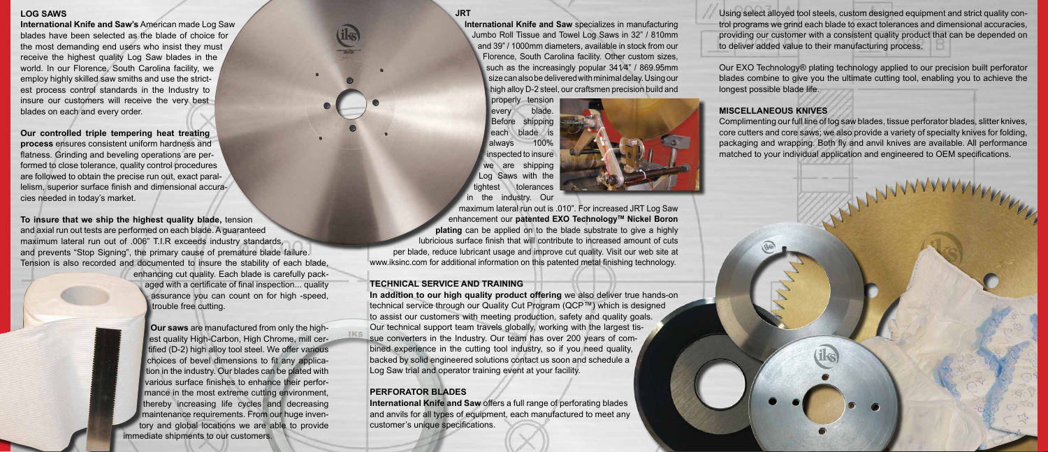## LOG SAWS

**International Knife and Saw's** American made Log Saw blades have been selected as the blade of choice for the most demanding end users who insist they must receive the highest quality Log Saw blades in the world. In our Florence, South Carolina facility, we employ highly skilled saw smiths and use the strictest process control standards in the Industry to insure our customers will receive the very best blades on each and every order.

**Our controlled triple tempering heat treating process** ensures consistent uniform hardness and flatness. Grinding and beveling operations are performed to close tolerance, quality control procedures are followed to obtain the precise run out, exact parallelism, superior surface finish and dimensional accuracies needed in today's market.

**To insure that we ship the highest quality blade,** tension and axial run out tests are performed on each blade. A guaranteed maximum lateral run out of .006" T.I.R exceeds industry standards, and prevents "Stop Signing", the primary cause of premature blade failure. Tension is also recorded and documented to insure the stability of each blade, enhancing cut quality. Each blade is carefully packaged with a certificate of final inspection... quality assurance you can count on for high -speed, trouble free cutting.

**Our saws** are manufactured from only the highest quality High-Carbon, High Chrome, mill certified (D-2) high alloy tool steel. We offer various choices of bevel dimensions to fit any application in the industry. Our blades can be plated with various surface finishes to enhance their performance in the most extreme cutting environment, thereby increasing life cycles and decreasing maintenance requirements. From our huge inventory and global locations we are able to provide immediate shipments to our customers.

## JRT

**International Knife and Saw** specializes in manufacturing Jumbo Roll Tissue and Towel Log Saws in 32" / 810mm and 39" / 1000mm diameters, available in stock from our Florence, South Carolina facility. Other custom sizes, such as the increasingly popular 341⁄4" / 869.95mm size can also be delivered with minimal delay. Using our high alloy D-2 steel, our craftsmen precision build and properly tension every blade. Before shipping each blade is always 100% inspected to insure we are shipping Log Saws with the tightest tolerances in the industry. Our maximum lateral run out is .010". For increased JRT Log Saw enhancement our **patented EXO Technology™ Nickel Boron plating** can be applied on to the blade substrate to give a highly lubricious surface finish that will contribute to increased amount of cuts per blade, reduce lubricant usage and improve cut quality. Visit our web site at www.iksinc.com for additional information on this patented metal finishing technology.

## TECHNICAL SERVICE AND TRAINING

**In addition to our high quality product offering** we also deliver true hands-on technical service through our Quality Cut Program (QCP™) which is designed to assist our customers with meeting production, safety and quality goals. Our technical support team travels globally, working with the largest tissue converters in the Industry. Our team has over 200 years of combined experience in the cutting tool industry, so if you need quality, backed by solid engineered solutions contact us soon and schedule a Log Saw trial and operator training event at your facility.

## PERFORATOR BLADES

**International Knife and Saw** offers a full range of perforating blades and anvils for all types of equipment, each manufactured to meet any customer's unique specifications.

Using select alloyed tool steels, custom designed equipment and strict quality control programs we grind each blade to exact tolerances and dimensional accuracies, providing our customer with a consistent quality product that can be depended on to deliver added value to their manufacturing process.

Our EXO Technology® plating technology applied to our precision built perforator blades combine to give you the ultimate cutting tool, enabling you to achieve the longest possible blade life.

## MISCELLANEOUS KNIVES

Complimenting our full line of log saw blades, tissue perforator blades, slitter knives, core cutters and core saws; we also provide a variety of specialty knives for folding, packaging and wrapping. Both fly and anvil knives are available. All performance matched to your individual application and engineered to OEM specifications.